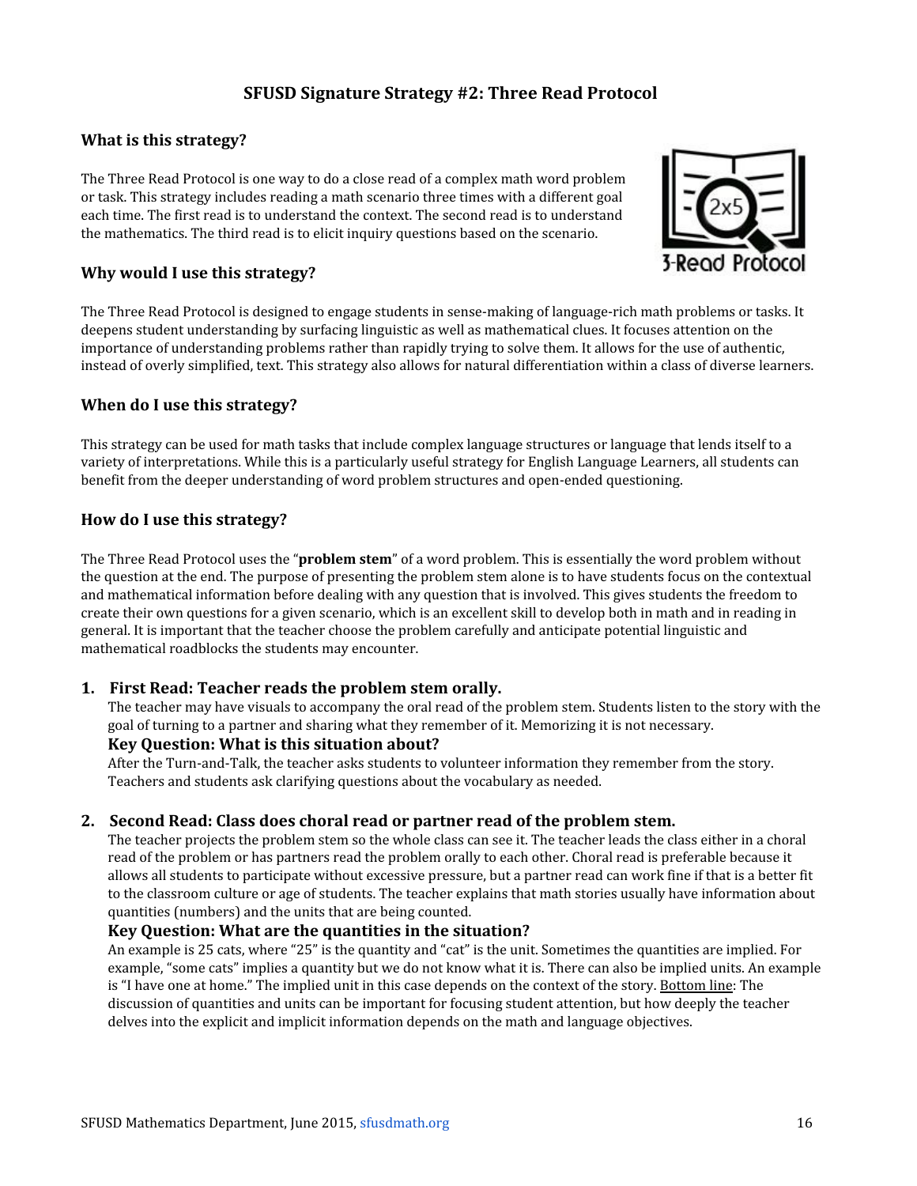# SFUSD Signature Strategy #2: Three Read Protocol

## What is this strategy?

The Three Read Protocol is one way to do a close read of a complex math word problem or task. This strategy includes reading a math scenario three times with a different goal each time. The first read is to understand the context. The second read is to understand the mathematics. The third read is to elicit inquiry questions based on the scenario.

## Why would I use this strategy?

The Three Read Protocol is designed to engage students in sense-making of language-rich math problems or tasks. It deepens student understanding by surfacing linguistic as well as mathematical clues. It focuses attention on the importance of understanding problems rather than rapidly trying to solve them. It allows for the use of authentic, instead of overly simplified, text. This strategy also allows for natural differentiation within a class of diverse learners.

## When do I use this strategy?

This strategy can be used for math tasks that include complex language structures or language that lends itself to a variety of interpretations. While this is a particularly useful strategy for English Language Learners, all students can benefit from the deeper understanding of word problem structures and open-ended questioning.

## How do I use this strategy?

The Three Read Protocol uses the "**problem stem**" of a word problem. This is essentially the word problem without the question at the end. The purpose of presenting the problem stem alone is to have students focus on the contextual and mathematical information before dealing with any question that is involved. This gives students the freedom to create their own questions for a given scenario, which is an excellent skill to develop both in math and in reading in general. It is important that the teacher choose the problem carefully and anticipate potential linguistic and mathematical roadblocks the students may encounter.

1. **First Read: Teacher reads the problem stem orally.**
   The teacher may have visuals to accompany the oral read of the problem stem. Students listen to the story with the goal of turning to a partner and sharing what they remember of it. Memorizing it is not necessary.
   **Key Question: What is this situation about?**
   After the Turn-and-Talk, the teacher asks students to volunteer information they remember from the story. Teachers and students ask clarifying questions about the vocabulary as needed.

2. **Second Read: Class does choral read or partner read of the problem stem.**
   The teacher projects the problem stem so the whole class can see it. The teacher leads the class either in a choral read of the problem or has partners read the problem orally to each other. Choral read is preferable because it allows all students to participate without excessive pressure, but a partner read can work fine if that is a better fit to the classroom culture or age of students. The teacher explains that math stories usually have information about quantities (numbers) and the units that are being counted.
   **Key Question: What are the quantities in the situation?**
   An example is 25 cats, where "25" is the quantity and "cat" is the unit. Sometimes the quantities are implied. For example, "some cats" implies a quantity but we do not know what it is. There can also be implied units. An example is "I have one at home." The implied unit in this case depends on the context of the story. Bottom line: The discussion of quantities and units can be important for focusing student attention, but how deeply the teacher delves into the explicit and implicit information depends on the math and language objectives.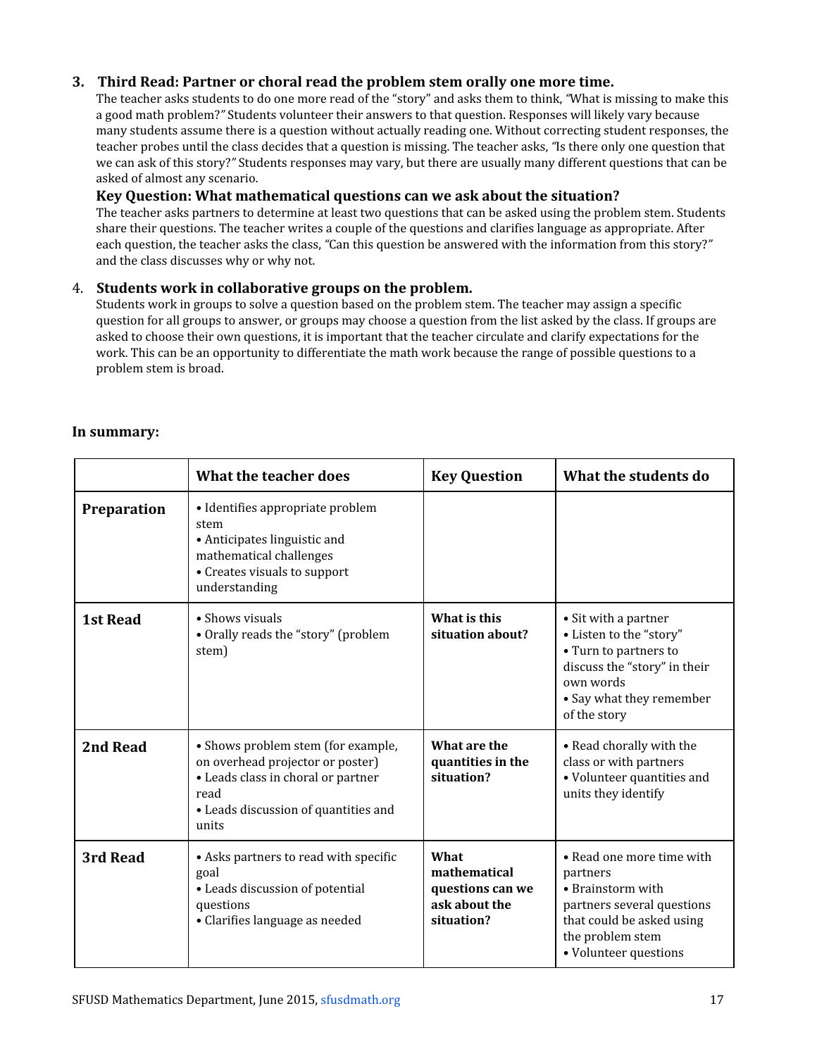### 3. Third Read: Partner or choral read the problem stem orally one more time.

The teacher asks students to do one more read of the "story" and asks them to think, *"What is missing to make this a good math problem?"* Students volunteer their answers to that question. Responses will likely vary because many students assume there is a question without actually reading one. Without correcting student responses, the teacher probes until the class decides that a question is missing. The teacher asks, *"Is there only one question that we can ask of this story?"* Students responses may vary, but there are usually many different questions that can be asked of almost any scenario.

**Key Question: What mathematical questions can we ask about the situation?**

The teacher asks partners to determine at least two questions that can be asked using the problem stem. Students share their questions. The teacher writes a couple of the questions and clarifies language as appropriate. After each question, the teacher asks the class, *"Can this question be answered with the information from this story?"* and the class discusses why or why not.

### 4. Students work in collaborative groups on the problem.

Students work in groups to solve a question based on the problem stem. The teacher may assign a specific question for all groups to answer, or groups may choose a question from the list asked by the class. If groups are asked to choose their own questions, it is important that the teacher circulate and clarify expectations for the work. This can be an opportunity to differentiate the math work because the range of possible questions to a problem stem is broad.

**In summary:**

| | What the teacher does | Key Question | What the students do |
|---|---|---|---|
| **Preparation** | • Identifies appropriate problem stem<br>• Anticipates linguistic and mathematical challenges<br>• Creates visuals to support understanding | | |
| **1st Read** | • Shows visuals<br>• Orally reads the "story" (problem stem) | **What is this situation about?** | • Sit with a partner<br>• Listen to the "story"<br>• Turn to partners to discuss the "story" in their own words<br>• Say what they remember of the story |
| **2nd Read** | • Shows problem stem (for example, on overhead projector or poster)<br>• Leads class in choral or partner read<br>• Leads discussion of quantities and units | **What are the quantities in the situation?** | • Read chorally with the class or with partners<br>• Volunteer quantities and units they identify |
| **3rd Read** | • Asks partners to read with specific goal<br>• Leads discussion of potential questions<br>• Clarifies language as needed | **What mathematical questions can we ask about the situation?** | • Read one more time with partners<br>• Brainstorm with partners several questions that could be asked using the problem stem<br>• Volunteer questions |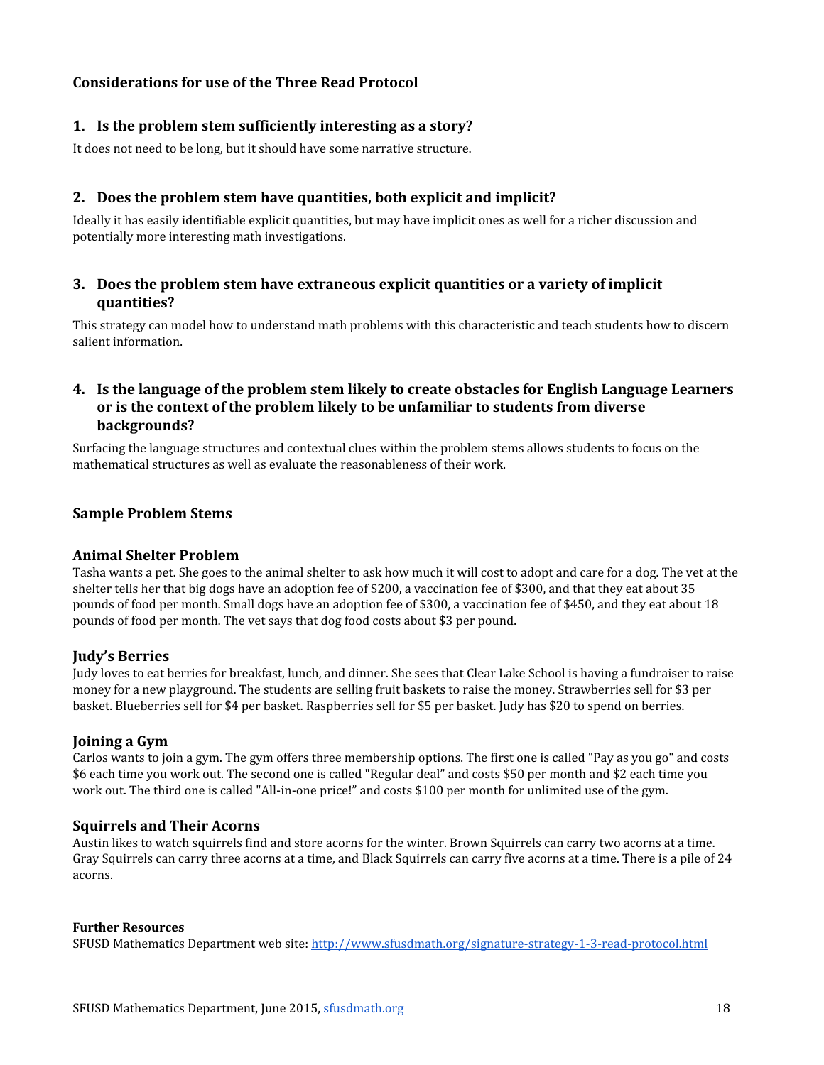## Considerations for use of the Three Read Protocol

### 1. Is the problem stem sufficiently interesting as a story?

It does not need to be long, but it should have some narrative structure.

### 2. Does the problem stem have quantities, both explicit and implicit?

Ideally it has easily identifiable explicit quantities, but may have implicit ones as well for a richer discussion and potentially more interesting math investigations.

### 3. Does the problem stem have extraneous explicit quantities or a variety of implicit quantities?

This strategy can model how to understand math problems with this characteristic and teach students how to discern salient information.

### 4. Is the language of the problem stem likely to create obstacles for English Language Learners or is the context of the problem likely to be unfamiliar to students from diverse backgrounds?

Surfacing the language structures and contextual clues within the problem stems allows students to focus on the mathematical structures as well as evaluate the reasonableness of their work.

## Sample Problem Stems

### Animal Shelter Problem

Tasha wants a pet. She goes to the animal shelter to ask how much it will cost to adopt and care for a dog. The vet at the shelter tells her that big dogs have an adoption fee of $200, a vaccination fee of $300, and that they eat about 35 pounds of food per month. Small dogs have an adoption fee of $300, a vaccination fee of $450, and they eat about 18 pounds of food per month. The vet says that dog food costs about $3 per pound.

### Judy's Berries

Judy loves to eat berries for breakfast, lunch, and dinner. She sees that Clear Lake School is having a fundraiser to raise money for a new playground. The students are selling fruit baskets to raise the money. Strawberries sell for $3 per basket. Blueberries sell for $4 per basket. Raspberries sell for $5 per basket. Judy has $20 to spend on berries.

### Joining a Gym

Carlos wants to join a gym. The gym offers three membership options. The first one is called "Pay as you go" and costs $6 each time you work out. The second one is called "Regular deal" and costs $50 per month and $2 each time you work out. The third one is called "All-in-one price!" and costs $100 per month for unlimited use of the gym.

### Squirrels and Their Acorns

Austin likes to watch squirrels find and store acorns for the winter. Brown Squirrels can carry two acorns at a time. Gray Squirrels can carry three acorns at a time, and Black Squirrels can carry five acorns at a time. There is a pile of 24 acorns.

**Further Resources**

SFUSD Mathematics Department web site: [http://www.sfusdmath.org/signature-strategy-1-3-read-protocol.html](http://www.sfusdmath.org/signature-strategy-1-3-read-protocol.html)